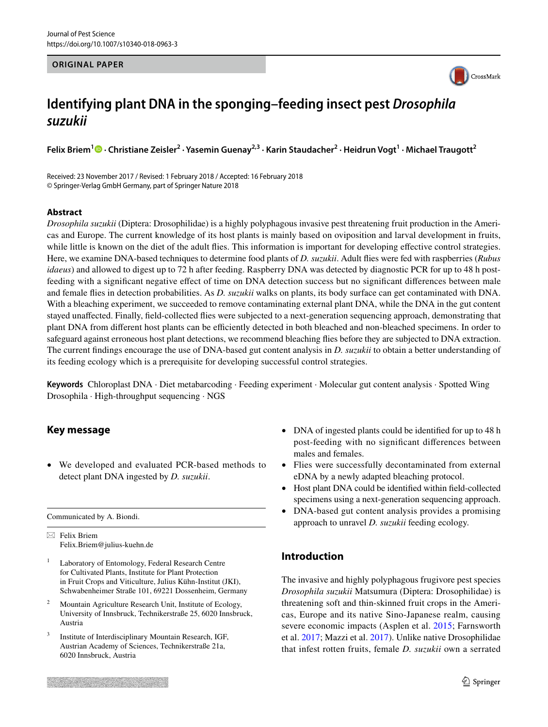ORIGINAL PAPER

# Identifying plant DNA in the sponging–feeding insect pest *Drosophila suzukii*

**Felix Briem[1] · Christiane Zeisler[2] · Yasemin Guenay[2,3] · Karin Staudacher[2] · Heidrun Vogt[1] · Michael Traugott[2]**

Received: 23 November 2017 / Revised: 1 February 2018 / Accepted: 16 February 2018
© Springer-Verlag GmbH Germany, part of Springer Nature 2018

## Abstract

*Drosophila suzukii* (Diptera: Drosophilidae) is a highly polyphagous invasive pest threatening fruit production in the Americas and Europe. The current knowledge of its host plants is mainly based on oviposition and larval development in fruits, while little is known on the diet of the adult flies. This information is important for developing effective control strategies. Here, we examine DNA-based techniques to determine food plants of *D. suzukii*. Adult flies were fed with raspberries (*Rubus idaeus*) and allowed to digest up to 72 h after feeding. Raspberry DNA was detected by diagnostic PCR for up to 48 h post-feeding with a significant negative effect of time on DNA detection success but no significant differences between male and female flies in detection probabilities. As *D. suzukii* walks on plants, its body surface can get contaminated with DNA. With a bleaching experiment, we succeeded to remove contaminating external plant DNA, while the DNA in the gut content stayed unaffected. Finally, field-collected flies were subjected to a next-generation sequencing approach, demonstrating that plant DNA from different host plants can be efficiently detected in both bleached and non-bleached specimens. In order to safeguard against erroneous host plant detections, we recommend bleaching flies before they are subjected to DNA extraction. The current findings encourage the use of DNA-based gut content analysis in *D. suzukii* to obtain a better understanding of its feeding ecology which is a prerequisite for developing successful control strategies.

**Keywords** Chloroplast DNA · Diet metabarcoding · Feeding experiment · Molecular gut content analysis · Spotted Wing Drosophila · High-throughput sequencing · NGS

## Key message

- We developed and evaluated PCR-based methods to detect plant DNA ingested by *D. suzukii*.
- DNA of ingested plants could be identified for up to 48 h post-feeding with no significant differences between males and females.
- Flies were successfully decontaminated from external eDNA by a newly adapted bleaching protocol.
- Host plant DNA could be identified within field-collected specimens using a next-generation sequencing approach.
- DNA-based gut content analysis provides a promising approach to unravel *D. suzukii* feeding ecology.

Communicated by A. Biondi.

✉ Felix Briem
Felix.Briem@julius-kuehn.de

[1] Laboratory of Entomology, Federal Research Centre for Cultivated Plants, Institute for Plant Protection in Fruit Crops and Viticulture, Julius Kühn-Institut (JKI), Schwabenheimer Straße 101, 69221 Dossenheim, Germany

[2] Mountain Agriculture Research Unit, Institute of Ecology, University of Innsbruck, Technikerstraße 25, 6020 Innsbruck, Austria

[3] Institute of Interdisciplinary Mountain Research, IGF, Austrian Academy of Sciences, Technikerstraße 21a, 6020 Innsbruck, Austria

## Introduction

The invasive and highly polyphagous frugivore pest species *Drosophila suzukii* Matsumura (Diptera: Drosophilidae) is threatening soft and thin-skinned fruit crops in the Americas, Europe and its native Sino-Japanese realm, causing severe economic impacts (Asplen et al. 2015; Farnsworth et al. 2017; Mazzi et al. 2017). Unlike native Drosophilidae that infest rotten fruits, female *D. suzukii* own a serrated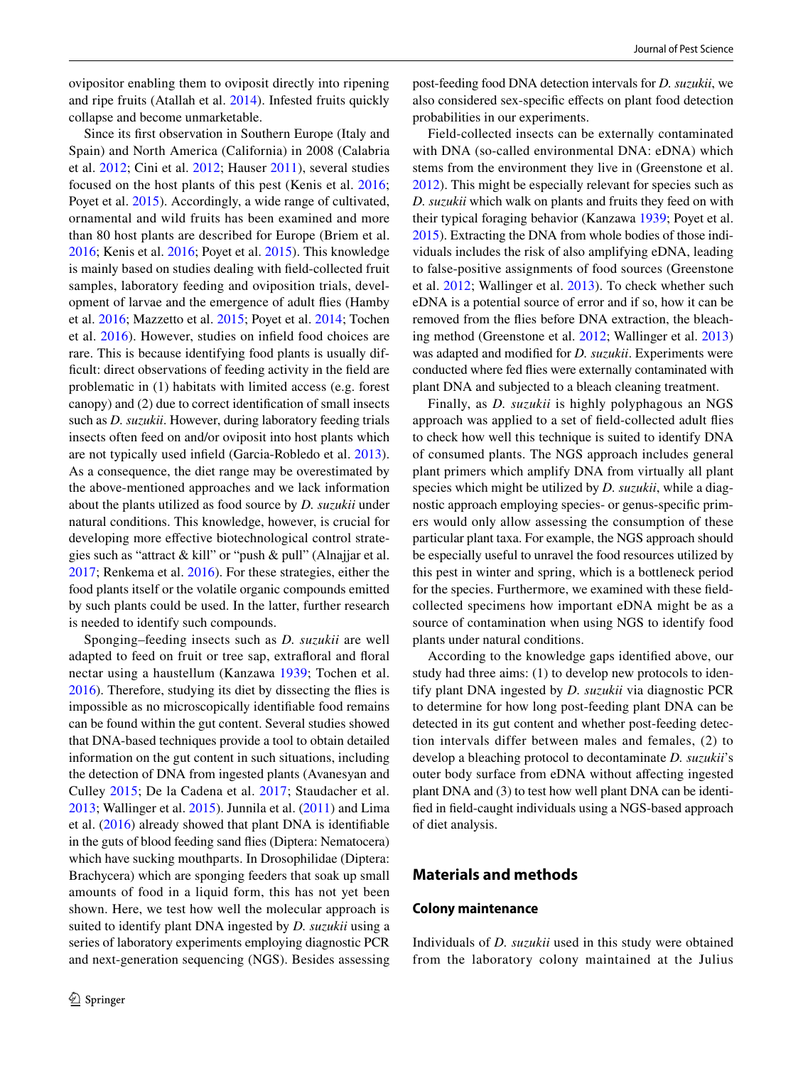ovipositor enabling them to oviposit directly into ripening and ripe fruits (Atallah et al. 2014). Infested fruits quickly collapse and become unmarketable.

Since its first observation in Southern Europe (Italy and Spain) and North America (California) in 2008 (Calabria et al. 2012; Cini et al. 2012; Hauser 2011), several studies focused on the host plants of this pest (Kenis et al. 2016; Poyet et al. 2015). Accordingly, a wide range of cultivated, ornamental and wild fruits has been examined and more than 80 host plants are described for Europe (Briem et al. 2016; Kenis et al. 2016; Poyet et al. 2015). This knowledge is mainly based on studies dealing with field-collected fruit samples, laboratory feeding and oviposition trials, development of larvae and the emergence of adult flies (Hamby et al. 2016; Mazzetto et al. 2015; Poyet et al. 2014; Tochen et al. 2016). However, studies on infield food choices are rare. This is because identifying food plants is usually difficult: direct observations of feeding activity in the field are problematic in (1) habitats with limited access (e.g. forest canopy) and (2) due to correct identification of small insects such as *D. suzukii*. However, during laboratory feeding trials insects often feed on and/or oviposit into host plants which are not typically used infield (Garcia-Robledo et al. 2013). As a consequence, the diet range may be overestimated by the above-mentioned approaches and we lack information about the plants utilized as food source by *D. suzukii* under natural conditions. This knowledge, however, is crucial for developing more effective biotechnological control strategies such as "attract & kill" or "push & pull" (Alnajjar et al. 2017; Renkema et al. 2016). For these strategies, either the food plants itself or the volatile organic compounds emitted by such plants could be used. In the latter, further research is needed to identify such compounds.

Sponging–feeding insects such as *D. suzukii* are well adapted to feed on fruit or tree sap, extrafloral and floral nectar using a haustellum (Kanzawa 1939; Tochen et al. 2016). Therefore, studying its diet by dissecting the flies is impossible as no microscopically identifiable food remains can be found within the gut content. Several studies showed that DNA-based techniques provide a tool to obtain detailed information on the gut content in such situations, including the detection of DNA from ingested plants (Avanesyan and Culley 2015; De la Cadena et al. 2017; Staudacher et al. 2013; Wallinger et al. 2015). Junnila et al. (2011) and Lima et al. (2016) already showed that plant DNA is identifiable in the guts of blood feeding sand flies (Diptera: Nematocera) which have sucking mouthparts. In Drosophilidae (Diptera: Brachycera) which are sponging feeders that soak up small amounts of food in a liquid form, this has not yet been shown. Here, we test how well the molecular approach is suited to identify plant DNA ingested by *D. suzukii* using a series of laboratory experiments employing diagnostic PCR and next-generation sequencing (NGS). Besides assessing post-feeding food DNA detection intervals for *D. suzukii*, we also considered sex-specific effects on plant food detection probabilities in our experiments.

Field-collected insects can be externally contaminated with DNA (so-called environmental DNA: eDNA) which stems from the environment they live in (Greenstone et al. 2012). This might be especially relevant for species such as *D. suzukii* which walk on plants and fruits they feed on with their typical foraging behavior (Kanzawa 1939; Poyet et al. 2015). Extracting the DNA from whole bodies of those individuals includes the risk of also amplifying eDNA, leading to false-positive assignments of food sources (Greenstone et al. 2012; Wallinger et al. 2013). To check whether such eDNA is a potential source of error and if so, how it can be removed from the flies before DNA extraction, the bleaching method (Greenstone et al. 2012; Wallinger et al. 2013) was adapted and modified for *D. suzukii*. Experiments were conducted where fed flies were externally contaminated with plant DNA and subjected to a bleach cleaning treatment.

Finally, as *D. suzukii* is highly polyphagous an NGS approach was applied to a set of field-collected adult flies to check how well this technique is suited to identify DNA of consumed plants. The NGS approach includes general plant primers which amplify DNA from virtually all plant species which might be utilized by *D. suzukii*, while a diagnostic approach employing species- or genus-specific primers would only allow assessing the consumption of these particular plant taxa. For example, the NGS approach should be especially useful to unravel the food resources utilized by this pest in winter and spring, which is a bottleneck period for the species. Furthermore, we examined with these field-collected specimens how important eDNA might be as a source of contamination when using NGS to identify food plants under natural conditions.

According to the knowledge gaps identified above, our study had three aims: (1) to develop new protocols to identify plant DNA ingested by *D. suzukii* via diagnostic PCR to determine for how long post-feeding plant DNA can be detected in its gut content and whether post-feeding detection intervals differ between males and females, (2) to develop a bleaching protocol to decontaminate *D. suzukii*'s outer body surface from eDNA without affecting ingested plant DNA and (3) to test how well plant DNA can be identified in field-caught individuals using a NGS-based approach of diet analysis.

## Materials and methods

### Colony maintenance

Individuals of *D. suzukii* used in this study were obtained from the laboratory colony maintained at the Julius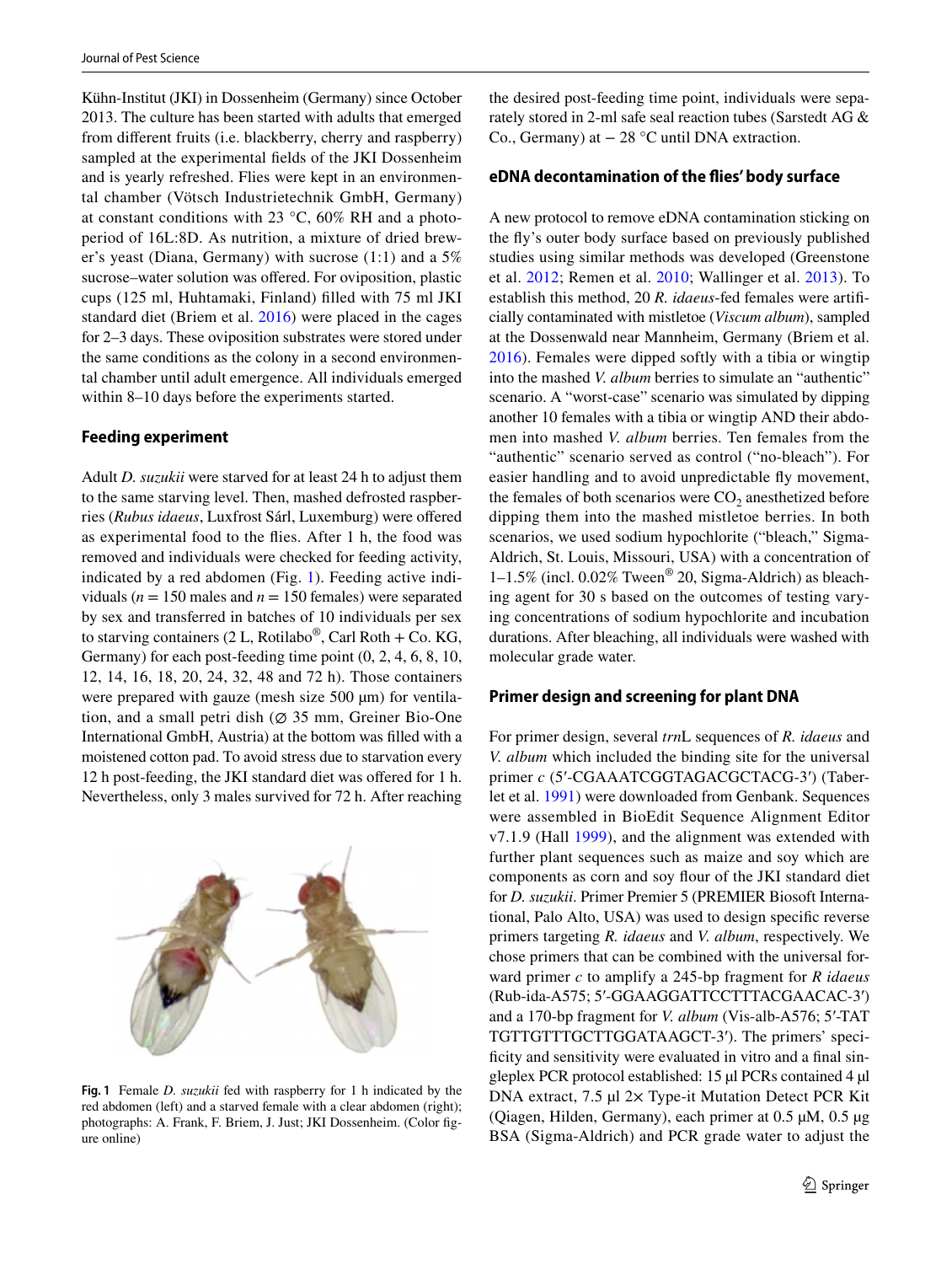Kühn-Institut (JKI) in Dossenheim (Germany) since October 2013. The culture has been started with adults that emerged from different fruits (i.e. blackberry, cherry and raspberry) sampled at the experimental fields of the JKI Dossenheim and is yearly refreshed. Flies were kept in an environmental chamber (Vötsch Industrietechnik GmbH, Germany) at constant conditions with 23 °C, 60% RH and a photoperiod of 16L:8D. As nutrition, a mixture of dried brewer's yeast (Diana, Germany) with sucrose (1:1) and a 5% sucrose–water solution was offered. For oviposition, plastic cups (125 ml, Huhtamaki, Finland) filled with 75 ml JKI standard diet (Briem et al. 2016) were placed in the cages for 2–3 days. These oviposition substrates were stored under the same conditions as the colony in a second environmental chamber until adult emergence. All individuals emerged within 8–10 days before the experiments started.

## Feeding experiment

Adult *D. suzukii* were starved for at least 24 h to adjust them to the same starving level. Then, mashed defrosted raspberries (*Rubus idaeus*, Luxfrost Sárl, Luxemburg) were offered as experimental food to the flies. After 1 h, the food was removed and individuals were checked for feeding activity, indicated by a red abdomen (Fig. 1). Feeding active individuals ($n = 150$ males and $n = 150$ females) were separated by sex and transferred in batches of 10 individuals per sex to starving containers (2 L, Rotilabo®, Carl Roth + Co. KG, Germany) for each post-feeding time point (0, 2, 4, 6, 8, 10, 12, 14, 16, 18, 20, 24, 32, 48 and 72 h). Those containers were prepared with gauze (mesh size 500 µm) for ventilation, and a small petri dish (∅ 35 mm, Greiner Bio-One International GmbH, Austria) at the bottom was filled with a moistened cotton pad. To avoid stress due to starvation every 12 h post-feeding, the JKI standard diet was offered for 1 h. Nevertheless, only 3 males survived for 72 h. After reaching the desired post-feeding time point, individuals were separately stored in 2-ml safe seal reaction tubes (Sarstedt AG & Co., Germany) at − 28 °C until DNA extraction.

**Fig. 1** Female *D. suzukii* fed with raspberry for 1 h indicated by the red abdomen (left) and a starved female with a clear abdomen (right); photographs: A. Frank, F. Briem, J. Just; JKI Dossenheim. (Color figure online)

## eDNA decontamination of the flies' body surface

A new protocol to remove eDNA contamination sticking on the fly's outer body surface based on previously published studies using similar methods was developed (Greenstone et al. 2012; Remen et al. 2010; Wallinger et al. 2013). To establish this method, 20 *R. idaeus*-fed females were artificially contaminated with mistletoe (*Viscum album*), sampled at the Dossenwald near Mannheim, Germany (Briem et al. 2016). Females were dipped softly with a tibia or wingtip into the mashed *V. album* berries to simulate an "authentic" scenario. A "worst-case" scenario was simulated by dipping another 10 females with a tibia or wingtip AND their abdomen into mashed *V. album* berries. Ten females from the "authentic" scenario served as control ("no-bleach"). For easier handling and to avoid unpredictable fly movement, the females of both scenarios were $CO_2$ anesthetized before dipping them into the mashed mistletoe berries. In both scenarios, we used sodium hypochlorite ("bleach," Sigma-Aldrich, St. Louis, Missouri, USA) with a concentration of 1–1.5% (incl. 0.02% Tween® 20, Sigma-Aldrich) as bleaching agent for 30 s based on the outcomes of testing varying concentrations of sodium hypochlorite and incubation durations. After bleaching, all individuals were washed with molecular grade water.

## Primer design and screening for plant DNA

For primer design, several *trn*L sequences of *R. idaeus* and *V. album* which included the binding site for the universal primer *c* (5′-CGAAATCGGTAGACGCTACG-3′) (Taberlet et al. 1991) were downloaded from Genbank. Sequences were assembled in BioEdit Sequence Alignment Editor v7.1.9 (Hall 1999), and the alignment was extended with further plant sequences such as maize and soy which are components as corn and soy flour of the JKI standard diet for *D. suzukii*. Primer Premier 5 (PREMIER Biosoft International, Palo Alto, USA) was used to design specific reverse primers targeting *R. idaeus* and *V. album*, respectively. We chose primers that can be combined with the universal forward primer *c* to amplify a 245-bp fragment for *R idaeus* (Rub-ida-A575; 5′-GGAAGGATTCCTTTACGAACAC-3′) and a 170-bp fragment for *V. album* (Vis-alb-A576; 5′-TATTGTTGTTTGCTTGGATAAGCT-3′). The primers' specificity and sensitivity were evaluated in vitro and a final singleplex PCR protocol established: 15 µl PCRs contained 4 µl DNA extract, 7.5 µl 2× Type-it Mutation Detect PCR Kit (Qiagen, Hilden, Germany), each primer at 0.5 µM, 0.5 µg BSA (Sigma-Aldrich) and PCR grade water to adjust the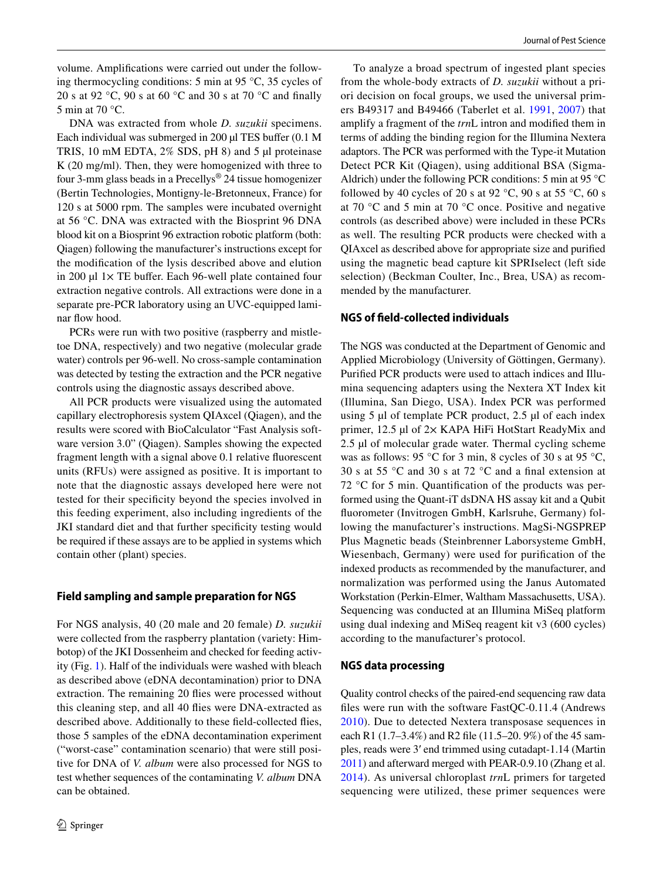volume. Amplifications were carried out under the following thermocycling conditions: 5 min at 95 °C, 35 cycles of 20 s at 92 °C, 90 s at 60 °C and 30 s at 70 °C and finally 5 min at 70 °C.

DNA was extracted from whole *D. suzukii* specimens. Each individual was submerged in 200 µl TES buffer (0.1 M TRIS, 10 mM EDTA, 2% SDS, pH 8) and 5 µl proteinase K (20 mg/ml). Then, they were homogenized with three to four 3-mm glass beads in a Precellys® 24 tissue homogenizer (Bertin Technologies, Montigny-le-Bretonneux, France) for 120 s at 5000 rpm. The samples were incubated overnight at 56 °C. DNA was extracted with the Biosprint 96 DNA blood kit on a Biosprint 96 extraction robotic platform (both: Qiagen) following the manufacturer's instructions except for the modification of the lysis described above and elution in 200 µl 1× TE buffer. Each 96-well plate contained four extraction negative controls. All extractions were done in a separate pre-PCR laboratory using an UVC-equipped laminar flow hood.

PCRs were run with two positive (raspberry and mistletoe DNA, respectively) and two negative (molecular grade water) controls per 96-well. No cross-sample contamination was detected by testing the extraction and the PCR negative controls using the diagnostic assays described above.

All PCR products were visualized using the automated capillary electrophoresis system QIAxcel (Qiagen), and the results were scored with BioCalculator "Fast Analysis software version 3.0" (Qiagen). Samples showing the expected fragment length with a signal above 0.1 relative fluorescent units (RFUs) were assigned as positive. It is important to note that the diagnostic assays developed here were not tested for their specificity beyond the species involved in this feeding experiment, also including ingredients of the JKI standard diet and that further specificity testing would be required if these assays are to be applied in systems which contain other (plant) species.

### Field sampling and sample preparation for NGS

For NGS analysis, 40 (20 male and 20 female) *D. suzukii* were collected from the raspberry plantation (variety: Himbotop) of the JKI Dossenheim and checked for feeding activity (Fig. 1). Half of the individuals were washed with bleach as described above (eDNA decontamination) prior to DNA extraction. The remaining 20 flies were processed without this cleaning step, and all 40 flies were DNA-extracted as described above. Additionally to these field-collected flies, those 5 samples of the eDNA decontamination experiment ("worst-case" contamination scenario) that were still positive for DNA of *V. album* were also processed for NGS to test whether sequences of the contaminating *V. album* DNA can be obtained.

To analyze a broad spectrum of ingested plant species from the whole-body extracts of *D. suzukii* without a priori decision on focal groups, we used the universal primers B49317 and B49466 (Taberlet et al. 1991, 2007) that amplify a fragment of the *trn*L intron and modified them in terms of adding the binding region for the Illumina Nextera adaptors. The PCR was performed with the Type-it Mutation Detect PCR Kit (Qiagen), using additional BSA (Sigma-Aldrich) under the following PCR conditions: 5 min at 95 °C followed by 40 cycles of 20 s at 92 °C, 90 s at 55 °C, 60 s at 70 °C and 5 min at 70 °C once. Positive and negative controls (as described above) were included in these PCRs as well. The resulting PCR products were checked with a QIAxcel as described above for appropriate size and purified using the magnetic bead capture kit SPRIselect (left side selection) (Beckman Coulter, Inc., Brea, USA) as recommended by the manufacturer.

### NGS of field-collected individuals

The NGS was conducted at the Department of Genomic and Applied Microbiology (University of Göttingen, Germany). Purified PCR products were used to attach indices and Illumina sequencing adapters using the Nextera XT Index kit (Illumina, San Diego, USA). Index PCR was performed using 5 µl of template PCR product, 2.5 µl of each index primer, 12.5 µl of 2× KAPA HiFi HotStart ReadyMix and 2.5 µl of molecular grade water. Thermal cycling scheme was as follows: 95 °C for 3 min, 8 cycles of 30 s at 95 °C, 30 s at 55 °C and 30 s at 72 °C and a final extension at 72 °C for 5 min. Quantification of the products was performed using the Quant-iT dsDNA HS assay kit and a Qubit fluorometer (Invitrogen GmbH, Karlsruhe, Germany) following the manufacturer's instructions. MagSi-NGSPREP Plus Magnetic beads (Steinbrenner Laborsysteme GmbH, Wiesenbach, Germany) were used for purification of the indexed products as recommended by the manufacturer, and normalization was performed using the Janus Automated Workstation (Perkin-Elmer, Waltham Massachusetts, USA). Sequencing was conducted at an Illumina MiSeq platform using dual indexing and MiSeq reagent kit v3 (600 cycles) according to the manufacturer's protocol.

### NGS data processing

Quality control checks of the paired-end sequencing raw data files were run with the software FastQC-0.11.4 (Andrews 2010). Due to detected Nextera transposase sequences in each R1 (1.7–3.4%) and R2 file (11.5–20. 9%) of the 45 samples, reads were 3′ end trimmed using cutadapt-1.14 (Martin 2011) and afterward merged with PEAR-0.9.10 (Zhang et al. 2014). As universal chloroplast *trn*L primers for targeted sequencing were utilized, these primer sequences were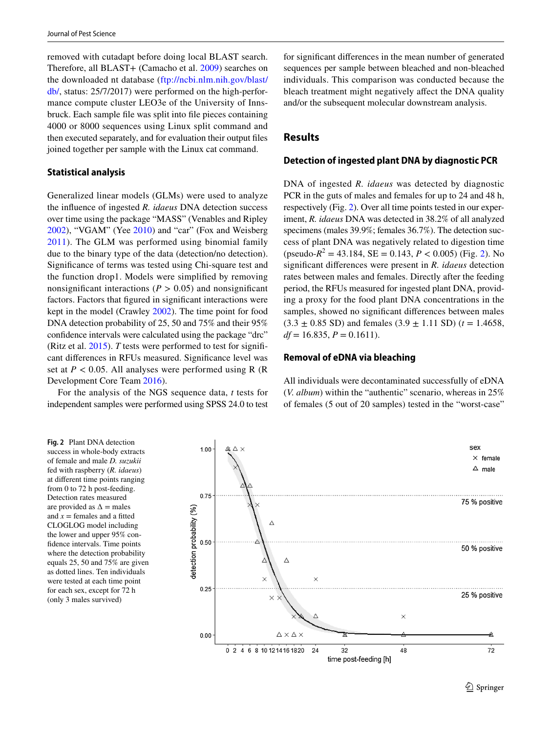removed with cutadapt before doing local BLAST search. Therefore, all BLAST+ (Camacho et al. 2009) searches on the downloaded nt database (ftp://ncbi.nlm.nih.gov/blast/db/, status: 25/7/2017) were performed on the high-performance compute cluster LEO3e of the University of Innsbruck. Each sample file was split into file pieces containing 4000 or 8000 sequences using Linux split command and then executed separately, and for evaluation their output files joined together per sample with the Linux cat command.

### Statistical analysis

Generalized linear models (GLMs) were used to analyze the influence of ingested *R. idaeus* DNA detection success over time using the package "MASS" (Venables and Ripley 2002), "VGAM" (Yee 2010) and "car" (Fox and Weisberg 2011). The GLM was performed using binomial family due to the binary type of the data (detection/no detection). Significance of terms was tested using Chi-square test and the function drop1. Models were simplified by removing nonsignificant interactions ($P > 0.05$) and nonsignificant factors. Factors that figured in significant interactions were kept in the model (Crawley 2002). The time point for food DNA detection probability of 25, 50 and 75% and their 95% confidence intervals were calculated using the package "drc" (Ritz et al. 2015). *T* tests were performed to test for significant differences in RFUs measured. Significance level was set at $P < 0.05$. All analyses were performed using R (R Development Core Team 2016).

For the analysis of the NGS sequence data, *t* tests for independent samples were performed using SPSS 24.0 to test for significant differences in the mean number of generated sequences per sample between bleached and non-bleached individuals. This comparison was conducted because the bleach treatment might negatively affect the DNA quality and/or the subsequent molecular downstream analysis.

## Results

### Detection of ingested plant DNA by diagnostic PCR

DNA of ingested *R. idaeus* was detected by diagnostic PCR in the guts of males and females for up to 24 and 48 h, respectively (Fig. 2). Over all time points tested in our experiment, *R. idaeus* DNA was detected in 38.2% of all analyzed specimens (males 39.9%; females 36.7%). The detection success of plant DNA was negatively related to digestion time (pseudo-$R^2 = 43.184$, SE = 0.143, $P < 0.005$) (Fig. 2). No significant differences were present in *R. idaeus* detection rates between males and females. Directly after the feeding period, the RFUs measured for ingested plant DNA, providing a proxy for the food plant DNA concentrations in the samples, showed no significant differences between males ($3.3 \pm 0.85$ SD) and females ($3.9 \pm 1.11$ SD) ($t = 1.4658$, $df = 16.835$, $P = 0.1611$).

### Removal of eDNA via bleaching

All individuals were decontaminated successfully of eDNA (*V. album*) within the "authentic" scenario, whereas in 25% of females (5 out of 20 samples) tested in the "worst-case"

**Fig. 2** Plant DNA detection success in whole-body extracts of female and male *D. suzukii* fed with raspberry (*R. idaeus*) at different time points ranging from 0 to 72 h post-feeding. Detection rates measured are provided as Δ = males and *x* = females and a fitted CLOGLOG model including the lower and upper 95% confidence intervals. Time points where the detection probability equals 25, 50 and 75% are given as dotted lines. Ten individuals were tested at each time point for each sex, except for 72 h (only 3 males survived)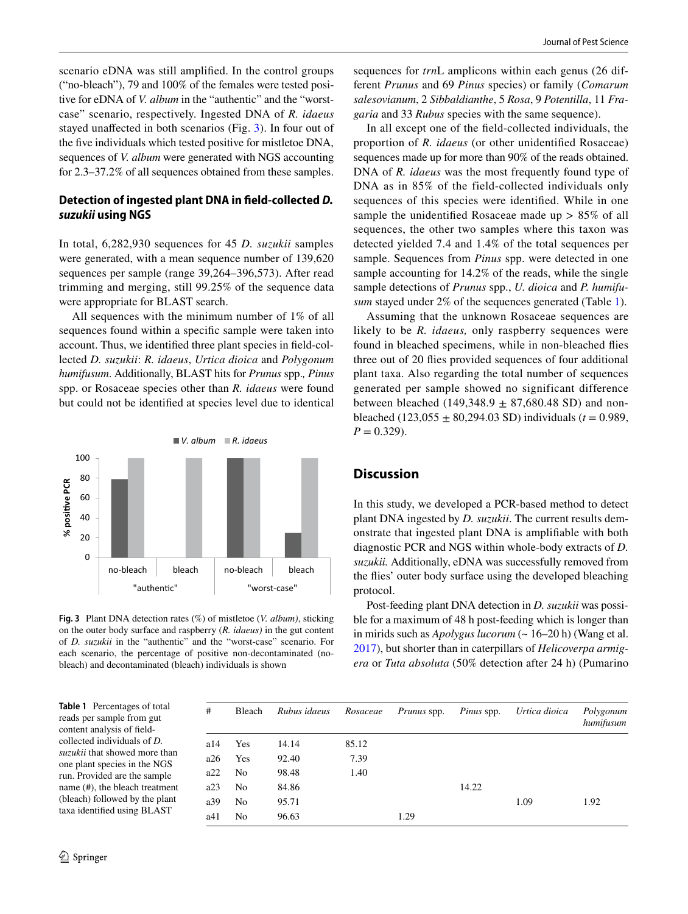scenario eDNA was still amplified. In the control groups ("no-bleach"), 79 and 100% of the females were tested positive for eDNA of *V. album* in the "authentic" and the "worst-case" scenario, respectively. Ingested DNA of *R. idaeus* stayed unaffected in both scenarios (Fig. 3). In four out of the five individuals which tested positive for mistletoe DNA, sequences of *V. album* were generated with NGS accounting for 2.3–37.2% of all sequences obtained from these samples.

### Detection of ingested plant DNA in field-collected *D. suzukii* using NGS

In total, 6,282,930 sequences for 45 *D. suzukii* samples were generated, with a mean sequence number of 139,620 sequences per sample (range 39,264–396,573). After read trimming and merging, still 99.25% of the sequence data were appropriate for BLAST search.

All sequences with the minimum number of 1% of all sequences found within a specific sample were taken into account. Thus, we identified three plant species in field-collected *D. suzukii*: *R. idaeus*, *Urtica dioica* and *Polygonum humifusum*. Additionally, BLAST hits for *Prunus* spp., *Pinus* spp. or Rosaceae species other than *R. idaeus* were found but could not be identified at species level due to identical sequences for *trn*L amplicons within each genus (26 different *Prunus* and 69 *Pinus* species) or family (*Comarum salesovianum*, 2 *Sibbaldianthe*, 5 *Rosa*, 9 *Potentilla*, 11 *Fragaria* and 33 *Rubus* species with the same sequence).

In all except one of the field-collected individuals, the proportion of *R. idaeus* (or other unidentified Rosaceae) sequences made up for more than 90% of the reads obtained. DNA of *R. idaeus* was the most frequently found type of DNA as in 85% of the field-collected individuals only sequences of this species were identified. While in one sample the unidentified Rosaceae made up > 85% of all sequences, the other two samples where this taxon was detected yielded 7.4 and 1.4% of the total sequences per sample. Sequences from *Pinus* spp. were detected in one sample accounting for 14.2% of the reads, while the single sample detections of *Prunus* spp., *U. dioica* and *P. humifusum* stayed under 2% of the sequences generated (Table 1).

Assuming that the unknown Rosaceae sequences are likely to be *R. idaeus,* only raspberry sequences were found in bleached specimens, while in non-bleached flies three out of 20 flies provided sequences of four additional plant taxa. Also regarding the total number of sequences generated per sample showed no significant difference between bleached (149,348.9 ± 87,680.48 SD) and non-bleached (123,055 ± 80,294.03 SD) individuals ($t = 0.989$, $P = 0.329$).

**Fig. 3** Plant DNA detection rates (%) of mistletoe (*V. album)*, sticking on the outer body surface and raspberry (*R. idaeus)* in the gut content of *D. suzukii* in the "authentic" and the "worst-case" scenario. For each scenario, the percentage of positive non-decontaminated (no-bleach) and decontaminated (bleach) individuals is shown

## Discussion

In this study, we developed a PCR-based method to detect plant DNA ingested by *D. suzukii*. The current results demonstrate that ingested plant DNA is amplifiable with both diagnostic PCR and NGS within whole-body extracts of *D. suzukii.* Additionally, eDNA was successfully removed from the flies' outer body surface using the developed bleaching protocol.

Post-feeding plant DNA detection in *D. suzukii* was possible for a maximum of 48 h post-feeding which is longer than in mirids such as *Apolygus lucorum* (~ 16–20 h) (Wang et al. 2017), but shorter than in caterpillars of *Helicoverpa armigera* or *Tuta absoluta* (50% detection after 24 h) (Pumarino

**Table 1** Percentages of total reads per sample from gut content analysis of field-collected individuals of *D. suzukii* that showed more than one plant species in the NGS run. Provided are the sample name (#), the bleach treatment (bleach) followed by the plant taxa identified using BLAST

| # | Bleach | *Rubus idaeus* | *Rosaceae* | *Prunus* spp. | *Pinus* spp. | *Urtica dioica* | *Polygonum humifusum* |
|---|---|---|---|---|---|---|---|
| a14 | Yes | 14.14 | 85.12 | | | | |
| a26 | Yes | 92.40 | 7.39 | | | | |
| a22 | No | 98.48 | 1.40 | | | | |
| a23 | No | 84.86 | | | 14.22 | | |
| a39 | No | 95.71 | | | | 1.09 | 1.92 |
| a41 | No | 96.63 | | 1.29 | | | |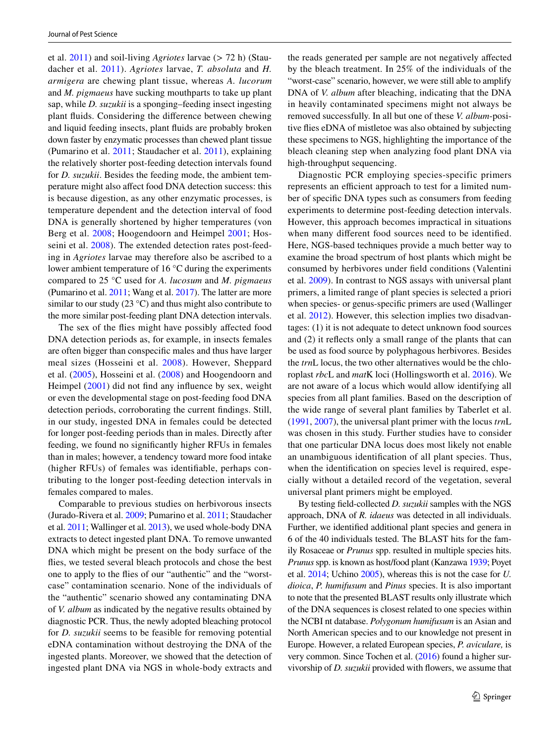et al. 2011) and soil-living *Agriotes* larvae (> 72 h) (Staudacher et al. 2011). *Agriotes* larvae, *T. absoluta* and *H. armigera* are chewing plant tissue, whereas *A. lucorum* and *M. pigmaeus* have sucking mouthparts to take up plant sap, while *D. suzukii* is a sponging–feeding insect ingesting plant fluids. Considering the difference between chewing and liquid feeding insects, plant fluids are probably broken down faster by enzymatic processes than chewed plant tissue (Pumarino et al. 2011; Staudacher et al. 2011), explaining the relatively shorter post-feeding detection intervals found for *D. suzukii*. Besides the feeding mode, the ambient temperature might also affect food DNA detection success: this is because digestion, as any other enzymatic processes, is temperature dependent and the detection interval of food DNA is generally shortened by higher temperatures (von Berg et al. 2008; Hoogendoorn and Heimpel 2001; Hosseini et al. 2008). The extended detection rates post-feeding in *Agriotes* larvae may therefore also be ascribed to a lower ambient temperature of 16 °C during the experiments compared to 25 °C used for *A. lucosum* and *M. pigmaeus* (Pumarino et al. 2011; Wang et al. 2017). The latter are more similar to our study (23 °C) and thus might also contribute to the more similar post-feeding plant DNA detection intervals.

The sex of the flies might have possibly affected food DNA detection periods as, for example, in insects females are often bigger than conspecific males and thus have larger meal sizes (Hosseini et al. 2008). However, Sheppard et al. (2005), Hosseini et al. (2008) and Hoogendoorn and Heimpel (2001) did not find any influence by sex, weight or even the developmental stage on post-feeding food DNA detection periods, corroborating the current findings. Still, in our study, ingested DNA in females could be detected for longer post-feeding periods than in males. Directly after feeding, we found no significantly higher RFUs in females than in males; however, a tendency toward more food intake (higher RFUs) of females was identifiable, perhaps contributing to the longer post-feeding detection intervals in females compared to males.

Comparable to previous studies on herbivorous insects (Jurado-Rivera et al. 2009; Pumarino et al. 2011; Staudacher et al. 2011; Wallinger et al. 2013), we used whole-body DNA extracts to detect ingested plant DNA. To remove unwanted DNA which might be present on the body surface of the flies, we tested several bleach protocols and chose the best one to apply to the flies of our "authentic" and the "worst-case" contamination scenario. None of the individuals of the "authentic" scenario showed any contaminating DNA of *V. album* as indicated by the negative results obtained by diagnostic PCR. Thus, the newly adopted bleaching protocol for *D. suzukii* seems to be feasible for removing potential eDNA contamination without destroying the DNA of the ingested plants. Moreover, we showed that the detection of ingested plant DNA via NGS in whole-body extracts and the reads generated per sample are not negatively affected by the bleach treatment. In 25% of the individuals of the "worst-case" scenario, however, we were still able to amplify DNA of *V. album* after bleaching, indicating that the DNA in heavily contaminated specimens might not always be removed successfully. In all but one of these *V. album*-positive flies eDNA of mistletoe was also obtained by subjecting these specimens to NGS, highlighting the importance of the bleach cleaning step when analyzing food plant DNA via high-throughput sequencing.

Diagnostic PCR employing species-specific primers represents an efficient approach to test for a limited number of specific DNA types such as consumers from feeding experiments to determine post-feeding detection intervals. However, this approach becomes impractical in situations when many different food sources need to be identified. Here, NGS-based techniques provide a much better way to examine the broad spectrum of host plants which might be consumed by herbivores under field conditions (Valentini et al. 2009). In contrast to NGS assays with universal plant primers, a limited range of plant species is selected a priori when species- or genus-specific primers are used (Wallinger et al. 2012). However, this selection implies two disadvantages: (1) it is not adequate to detect unknown food sources and (2) it reflects only a small range of the plants that can be used as food source by polyphagous herbivores. Besides the *trn*L locus, the two other alternatives would be the chloroplast *rbc*L and *mat*K loci (Hollingsworth et al. 2016). We are not aware of a locus which would allow identifying all species from all plant families. Based on the description of the wide range of several plant families by Taberlet et al. (1991, 2007), the universal plant primer with the locus *trn*L was chosen in this study. Further studies have to consider that one particular DNA locus does most likely not enable an unambiguous identification of all plant species. Thus, when the identification on species level is required, especially without a detailed record of the vegetation, several universal plant primers might be employed.

By testing field-collected *D. suzukii* samples with the NGS approach, DNA of *R. idaeus* was detected in all individuals. Further, we identified additional plant species and genera in 6 of the 40 individuals tested. The BLAST hits for the family Rosaceae or *Prunus* spp. resulted in multiple species hits. *Prunus* spp. is known as host/food plant (Kanzawa 1939; Poyet et al. 2014; Uchino 2005), whereas this is not the case for *U. dioica*, *P. humifusum* and *Pinus* species. It is also important to note that the presented BLAST results only illustrate which of the DNA sequences is closest related to one species within the NCBI nt database. *Polygonum humifusum* is an Asian and North American species and to our knowledge not present in Europe. However, a related European species, *P. aviculare,* is very common. Since Tochen et al. (2016) found a higher survivorship of *D. suzukii* provided with flowers, we assume that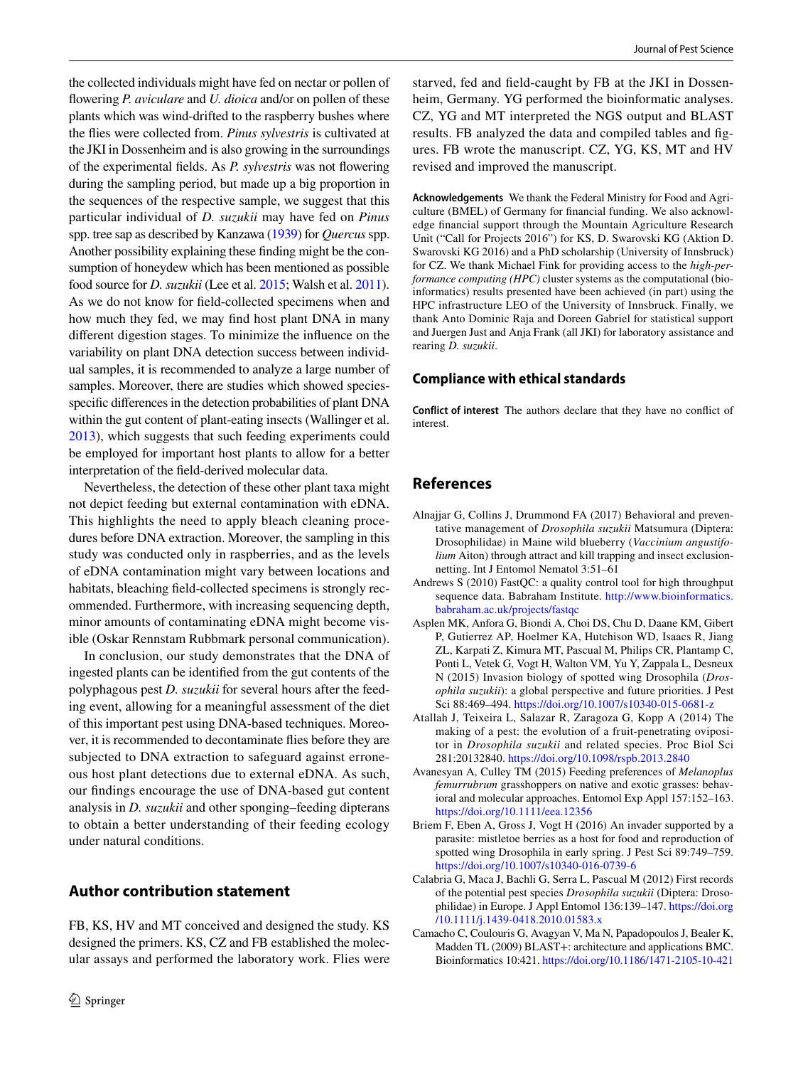the collected individuals might have fed on nectar or pollen of flowering *P. aviculare* and *U. dioica* and/or on pollen of these plants which was wind-drifted to the raspberry bushes where the flies were collected from. *Pinus sylvestris* is cultivated at the JKI in Dossenheim and is also growing in the surroundings of the experimental fields. As *P. sylvestris* was not flowering during the sampling period, but made up a big proportion in the sequences of the respective sample, we suggest that this particular individual of *D. suzukii* may have fed on *Pinus* spp. tree sap as described by Kanzawa (1939) for *Quercus* spp. Another possibility explaining these finding might be the consumption of honeydew which has been mentioned as possible food source for *D. suzukii* (Lee et al. 2015; Walsh et al. 2011). As we do not know for field-collected specimens when and how much they fed, we may find host plant DNA in many different digestion stages. To minimize the influence on the variability on plant DNA detection success between individual samples, it is recommended to analyze a large number of samples. Moreover, there are studies which showed species-specific differences in the detection probabilities of plant DNA within the gut content of plant-eating insects (Wallinger et al. 2013), which suggests that such feeding experiments could be employed for important host plants to allow for a better interpretation of the field-derived molecular data.

Nevertheless, the detection of these other plant taxa might not depict feeding but external contamination with eDNA. This highlights the need to apply bleach cleaning procedures before DNA extraction. Moreover, the sampling in this study was conducted only in raspberries, and as the levels of eDNA contamination might vary between locations and habitats, bleaching field-collected specimens is strongly recommended. Furthermore, with increasing sequencing depth, minor amounts of contaminating eDNA might become visible (Oskar Rennstam Rubbmark personal communication).

In conclusion, our study demonstrates that the DNA of ingested plants can be identified from the gut contents of the polyphagous pest *D. suzukii* for several hours after the feeding event, allowing for a meaningful assessment of the diet of this important pest using DNA-based techniques. Moreover, it is recommended to decontaminate flies before they are subjected to DNA extraction to safeguard against erroneous host plant detections due to external eDNA. As such, our findings encourage the use of DNA-based gut content analysis in *D. suzukii* and other sponging–feeding dipterans to obtain a better understanding of their feeding ecology under natural conditions.

## Author contribution statement

FB, KS, HV and MT conceived and designed the study. KS designed the primers. KS, CZ and FB established the molecular assays and performed the laboratory work. Flies were starved, fed and field-caught by FB at the JKI in Dossenheim, Germany. YG performed the bioinformatic analyses. CZ, YG and MT interpreted the NGS output and BLAST results. FB analyzed the data and compiled tables and figures. FB wrote the manuscript. CZ, YG, KS, MT and HV revised and improved the manuscript.

**Acknowledgements** We thank the Federal Ministry for Food and Agriculture (BMEL) of Germany for financial funding. We also acknowledge financial support through the Mountain Agriculture Research Unit ("Call for Projects 2016") for KS, D. Swarovski KG (Aktion D. Swarovski KG 2016) and a PhD scholarship (University of Innsbruck) for CZ. We thank Michael Fink for providing access to the *high-performance computing (HPC)* cluster systems as the computational (bioinformatics) results presented have been achieved (in part) using the HPC infrastructure LEO of the University of Innsbruck. Finally, we thank Anto Dominic Raja and Doreen Gabriel for statistical support and Juergen Just and Anja Frank (all JKI) for laboratory assistance and rearing *D. suzukii*.

### Compliance with ethical standards

**Conflict of interest** The authors declare that they have no conflict of interest.

## References

Alnajjar G, Collins J, Drummond FA (2017) Behavioral and preventative management of *Drosophila suzukii* Matsumura (Diptera: Drosophilidae) in Maine wild blueberry (*Vaccinium angustifolium* Aiton) through attract and kill trapping and insect exclusion-netting. Int J Entomol Nematol 3:51–61

Andrews S (2010) FastQC: a quality control tool for high throughput sequence data. Babraham Institute. http://www.bioinformatics.babraham.ac.uk/projects/fastqc

Asplen MK, Anfora G, Biondi A, Choi DS, Chu D, Daane KM, Gibert P, Gutierrez AP, Hoelmer KA, Hutchison WD, Isaacs R, Jiang ZL, Karpati Z, Kimura MT, Pascual M, Philips CR, Plantamp C, Ponti L, Vetek G, Vogt H, Walton VM, Yu Y, Zappala L, Desneux N (2015) Invasion biology of spotted wing Drosophila (*Drosophila suzukii*): a global perspective and future priorities. J Pest Sci 88:469–494. https://doi.org/10.1007/s10340-015-0681-z

Atallah J, Teixeira L, Salazar R, Zaragoza G, Kopp A (2014) The making of a pest: the evolution of a fruit-penetrating ovipositor in *Drosophila suzukii* and related species. Proc Biol Sci 281:20132840. https://doi.org/10.1098/rspb.2013.2840

Avanesyan A, Culley TM (2015) Feeding preferences of *Melanoplus femurrubrum* grasshoppers on native and exotic grasses: behavioral and molecular approaches. Entomol Exp Appl 157:152–163. https://doi.org/10.1111/eea.12356

Briem F, Eben A, Gross J, Vogt H (2016) An invader supported by a parasite: mistletoe berries as a host for food and reproduction of spotted wing Drosophila in early spring. J Pest Sci 89:749–759. https://doi.org/10.1007/s10340-016-0739-6

Calabria G, Maca J, Bachli G, Serra L, Pascual M (2012) First records of the potential pest species *Drosophila suzukii* (Diptera: Drosophilidae) in Europe. J Appl Entomol 136:139–147. https://doi.org/10.1111/j.1439-0418.2010.01583.x

Camacho C, Coulouris G, Avagyan V, Ma N, Papadopoulos J, Bealer K, Madden TL (2009) BLAST+: architecture and applications BMC. Bioinformatics 10:421. https://doi.org/10.1186/1471-2105-10-421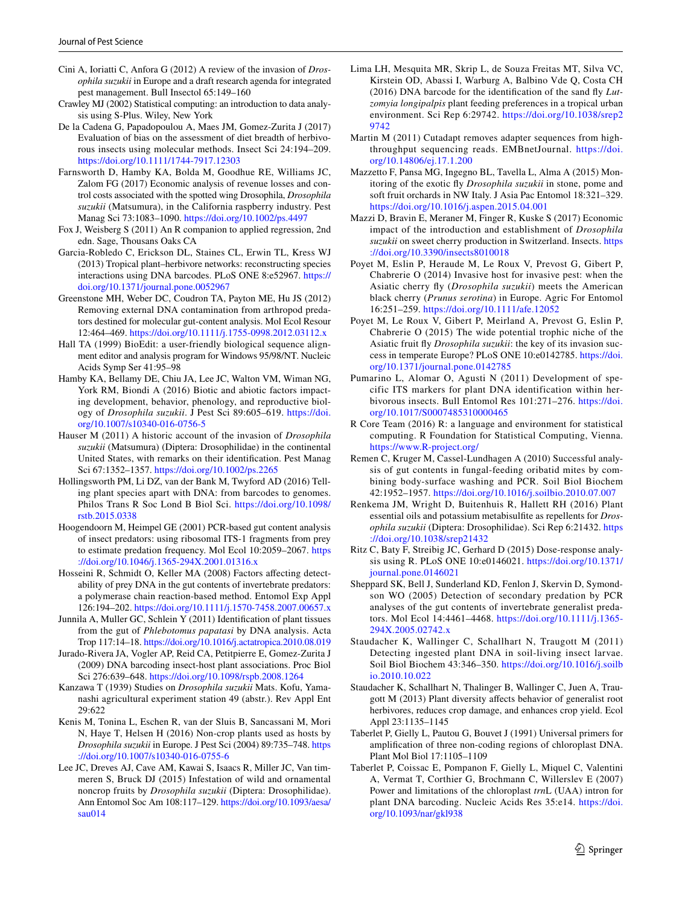Cini A, Ioriatti C, Anfora G (2012) A review of the invasion of *Drosophila suzukii* in Europe and a draft research agenda for integrated pest management. Bull Insectol 65:149–160

Crawley MJ (2002) Statistical computing: an introduction to data analysis using S-Plus. Wiley, New York

De la Cadena G, Papadopoulou A, Maes JM, Gomez-Zurita J (2017) Evaluation of bias on the assessment of diet breadth of herbivorous insects using molecular methods. Insect Sci 24:194–209. https://doi.org/10.1111/1744-7917.12303

Farnsworth D, Hamby KA, Bolda M, Goodhue RE, Williams JC, Zalom FG (2017) Economic analysis of revenue losses and control costs associated with the spotted wing Drosophila, *Drosophila suzukii* (Matsumura), in the California raspberry industry. Pest Manag Sci 73:1083–1090. https://doi.org/10.1002/ps.4497

Fox J, Weisberg S (2011) An R companion to applied regression, 2nd edn. Sage, Thousans Oaks CA

Garcia-Robledo C, Erickson DL, Staines CL, Erwin TL, Kress WJ (2013) Tropical plant–herbivore networks: reconstructing species interactions using DNA barcodes. PLoS ONE 8:e52967. https://doi.org/10.1371/journal.pone.0052967

Greenstone MH, Weber DC, Coudron TA, Payton ME, Hu JS (2012) Removing external DNA contamination from arthropod predators destined for molecular gut-content analysis. Mol Ecol Resour 12:464–469. https://doi.org/10.1111/j.1755-0998.2012.03112.x

Hall TA (1999) BioEdit: a user-friendly biological sequence alignment editor and analysis program for Windows 95/98/NT. Nucleic Acids Symp Ser 41:95–98

Hamby KA, Bellamy DE, Chiu JA, Lee JC, Walton VM, Wiman NG, York RM, Biondi A (2016) Biotic and abiotic factors impacting development, behavior, phenology, and reproductive biology of *Drosophila suzukii*. J Pest Sci 89:605–619. https://doi.org/10.1007/s10340-016-0756-5

Hauser M (2011) A historic account of the invasion of *Drosophila suzukii* (Matsumura) (Diptera: Drosophilidae) in the continental United States, with remarks on their identification. Pest Manag Sci 67:1352–1357. https://doi.org/10.1002/ps.2265

Hollingsworth PM, Li DZ, van der Bank M, Twyford AD (2016) Telling plant species apart with DNA: from barcodes to genomes. Philos Trans R Soc Lond B Biol Sci. https://doi.org/10.1098/rstb.2015.0338

Hoogendoorn M, Heimpel GE (2001) PCR-based gut content analysis of insect predators: using ribosomal ITS-1 fragments from prey to estimate predation frequency. Mol Ecol 10:2059–2067. https://doi.org/10.1046/j.1365-294X.2001.01316.x

Hosseini R, Schmidt O, Keller MA (2008) Factors affecting detectability of prey DNA in the gut contents of invertebrate predators: a polymerase chain reaction-based method. Entomol Exp Appl 126:194–202. https://doi.org/10.1111/j.1570-7458.2007.00657.x

Junnila A, Muller GC, Schlein Y (2011) Identification of plant tissues from the gut of *Phlebotomus papatasi* by DNA analysis. Acta Trop 117:14–18. https://doi.org/10.1016/j.actatropica.2010.08.019

Jurado-Rivera JA, Vogler AP, Reid CA, Petitpierre E, Gomez-Zurita J (2009) DNA barcoding insect-host plant associations. Proc Biol Sci 276:639–648. https://doi.org/10.1098/rspb.2008.1264

Kanzawa T (1939) Studies on *Drosophila suzukii* Mats. Kofu, Yamanashi agricultural experiment station 49 (abstr.). Rev Appl Ent 29:622

Kenis M, Tonina L, Eschen R, van der Sluis B, Sancassani M, Mori N, Haye T, Helsen H (2016) Non-crop plants used as hosts by *Drosophila suzukii* in Europe. J Pest Sci (2004) 89:735–748. https://doi.org/10.1007/s10340-016-0755-6

Lee JC, Dreves AJ, Cave AM, Kawai S, Isaacs R, Miller JC, Van timmeren S, Bruck DJ (2015) Infestation of wild and ornamental noncrop fruits by *Drosophila suzukii* (Diptera: Drosophilidae). Ann Entomol Soc Am 108:117–129. https://doi.org/10.1093/aesa/sau014

Lima LH, Mesquita MR, Skrip L, de Souza Freitas MT, Silva VC, Kirstein OD, Abassi I, Warburg A, Balbino Vde Q, Costa CH (2016) DNA barcode for the identification of the sand fly *Lutzomyia longipalpis* plant feeding preferences in a tropical urban environment. Sci Rep 6:29742. https://doi.org/10.1038/srep29742

Martin M (2011) Cutadapt removes adapter sequences from high-throughput sequencing reads. EMBnetJournal. https://doi.org/10.14806/ej.17.1.200

Mazzetto F, Pansa MG, Ingegno BL, Tavella L, Alma A (2015) Monitoring of the exotic fly *Drosophila suzukii* in stone, pome and soft fruit orchards in NW Italy. J Asia Pac Entomol 18:321–329. https://doi.org/10.1016/j.aspen.2015.04.001

Mazzi D, Bravin E, Meraner M, Finger R, Kuske S (2017) Economic impact of the introduction and establishment of *Drosophila suzukii* on sweet cherry production in Switzerland. Insects. https://doi.org/10.3390/insects8010018

Poyet M, Eslin P, Heraude M, Le Roux V, Prevost G, Gibert P, Chabrerie O (2014) Invasive host for invasive pest: when the Asiatic cherry fly (*Drosophila suzukii*) meets the American black cherry (*Prunus serotina*) in Europe. Agric For Entomol 16:251–259. https://doi.org/10.1111/afe.12052

Poyet M, Le Roux V, Gibert P, Meirland A, Prevost G, Eslin P, Chabrerie O (2015) The wide potential trophic niche of the Asiatic fruit fly *Drosophila suzukii*: the key of its invasion success in temperate Europe? PLoS ONE 10:e0142785. https://doi.org/10.1371/journal.pone.0142785

Pumarino L, Alomar O, Agusti N (2011) Development of specific ITS markers for plant DNA identification within herbivorous insects. Bull Entomol Res 101:271–276. https://doi.org/10.1017/S0007485310000465

R Core Team (2016) R: a language and environment for statistical computing. R Foundation for Statistical Computing, Vienna. https://www.R-project.org/

Remen C, Kruger M, Cassel-Lundhagen A (2010) Successful analysis of gut contents in fungal-feeding oribatid mites by combining body-surface washing and PCR. Soil Biol Biochem 42:1952–1957. https://doi.org/10.1016/j.soilbio.2010.07.007

Renkema JM, Wright D, Buitenhuis R, Hallett RH (2016) Plant essential oils and potassium metabisulfite as repellents for *Drosophila suzukii* (Diptera: Drosophilidae). Sci Rep 6:21432. https://doi.org/10.1038/srep21432

Ritz C, Baty F, Streibig JC, Gerhard D (2015) Dose-response analysis using R. PLoS ONE 10:e0146021. https://doi.org/10.1371/journal.pone.0146021

Sheppard SK, Bell J, Sunderland KD, Fenlon J, Skervin D, Symondson WO (2005) Detection of secondary predation by PCR analyses of the gut contents of invertebrate generalist predators. Mol Ecol 14:4461–4468. https://doi.org/10.1111/j.1365-294X.2005.02742.x

Staudacher K, Wallinger C, Schallhart N, Traugott M (2011) Detecting ingested plant DNA in soil-living insect larvae. Soil Biol Biochem 43:346–350. https://doi.org/10.1016/j.soilbio.2010.10.022

Staudacher K, Schallhart N, Thalinger B, Wallinger C, Juen A, Traugott M (2013) Plant diversity affects behavior of generalist root herbivores, reduces crop damage, and enhances crop yield. Ecol Appl 23:1135–1145

Taberlet P, Gielly L, Pautou G, Bouvet J (1991) Universal primers for amplification of three non-coding regions of chloroplast DNA. Plant Mol Biol 17:1105–1109

Taberlet P, Coissac E, Pompanon F, Gielly L, Miquel C, Valentini A, Vermat T, Corthier G, Brochmann C, Willerslev E (2007) Power and limitations of the chloroplast *trn*L (UAA) intron for plant DNA barcoding. Nucleic Acids Res 35:e14. https://doi.org/10.1093/nar/gkl938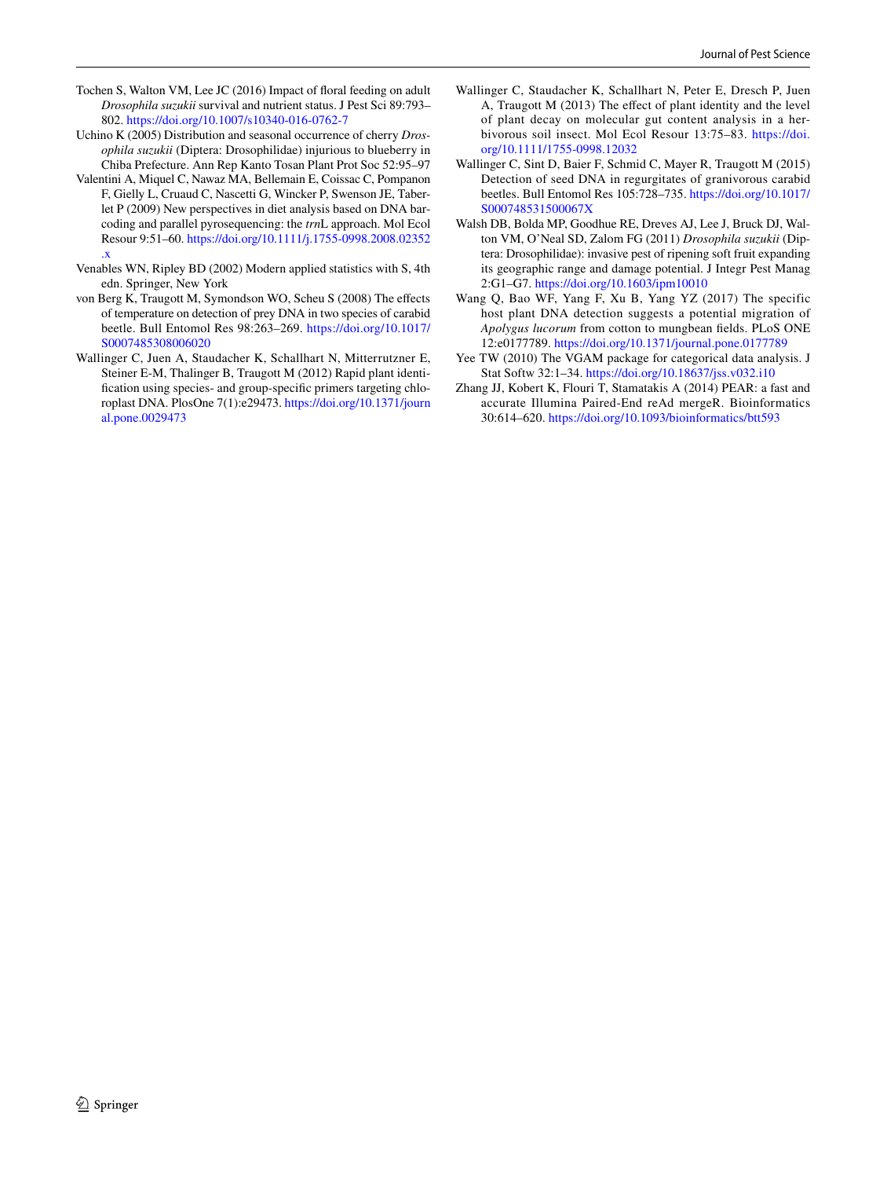Tochen S, Walton VM, Lee JC (2016) Impact of floral feeding on adult *Drosophila suzukii* survival and nutrient status. J Pest Sci 89:793–802. https://doi.org/10.1007/s10340-016-0762-7

Uchino K (2005) Distribution and seasonal occurrence of cherry *Drosophila suzukii* (Diptera: Drosophilidae) injurious to blueberry in Chiba Prefecture. Ann Rep Kanto Tosan Plant Prot Soc 52:95–97

Valentini A, Miquel C, Nawaz MA, Bellemain E, Coissac C, Pompanon F, Gielly L, Cruaud C, Nascetti G, Wincker P, Swenson JE, Taberlet P (2009) New perspectives in diet analysis based on DNA barcoding and parallel pyrosequencing: the *trn*L approach. Mol Ecol Resour 9:51–60. https://doi.org/10.1111/j.1755-0998.2008.02352.x

Venables WN, Ripley BD (2002) Modern applied statistics with S, 4th edn. Springer, New York

von Berg K, Traugott M, Symondson WO, Scheu S (2008) The effects of temperature on detection of prey DNA in two species of carabid beetle. Bull Entomol Res 98:263–269. https://doi.org/10.1017/S0007485308006020

Wallinger C, Juen A, Staudacher K, Schallhart N, Mitterrutzner E, Steiner E-M, Thalinger B, Traugott M (2012) Rapid plant identification using species- and group-specific primers targeting chloroplast DNA. PlosOne 7(1):e29473. https://doi.org/10.1371/journal.pone.0029473

Wallinger C, Staudacher K, Schallhart N, Peter E, Dresch P, Juen A, Traugott M (2013) The effect of plant identity and the level of plant decay on molecular gut content analysis in a herbivorous soil insect. Mol Ecol Resour 13:75–83. https://doi.org/10.1111/1755-0998.12032

Wallinger C, Sint D, Baier F, Schmid C, Mayer R, Traugott M (2015) Detection of seed DNA in regurgitates of granivorous carabid beetles. Bull Entomol Res 105:728–735. https://doi.org/10.1017/S000748531500067X

Walsh DB, Bolda MP, Goodhue RE, Dreves AJ, Lee J, Bruck DJ, Walton VM, O'Neal SD, Zalom FG (2011) *Drosophila suzukii* (Diptera: Drosophilidae): invasive pest of ripening soft fruit expanding its geographic range and damage potential. J Integr Pest Manag 2:G1–G7. https://doi.org/10.1603/ipm10010

Wang Q, Bao WF, Yang F, Xu B, Yang YZ (2017) The specific host plant DNA detection suggests a potential migration of *Apolygus lucorum* from cotton to mungbean fields. PLoS ONE 12:e0177789. https://doi.org/10.1371/journal.pone.0177789

Yee TW (2010) The VGAM package for categorical data analysis. J Stat Softw 32:1–34. https://doi.org/10.18637/jss.v032.i10

Zhang JJ, Kobert K, Flouri T, Stamatakis A (2014) PEAR: a fast and accurate Illumina Paired-End reAd mergeR. Bioinformatics 30:614–620. https://doi.org/10.1093/bioinformatics/btt593